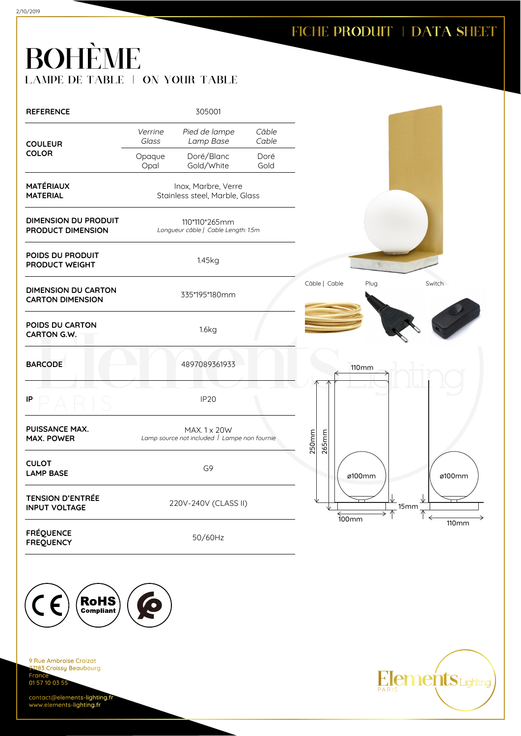FICHE PRODUIT | DATA SHEET

# BOHÈME

LAMPE DE TABLE | ON YOUR TABLE

| | | | |
|---|---|---|---|
| **REFERENCE** | 305001 | | |
| **COULEUR COLOR** | *Verrine Glass* | *Pied de lampe Lamp Base* | *Câble Cable* |
| | Opaque Opal | Doré/Blanc Gold/White | Doré Gold |
| **MATÉRIAUX MATERIAL** | Inox, Marbre, Verre Stainless steel, Marble, Glass | | |
| **DIMENSION DU PRODUIT PRODUCT DIMENSION** | 110*110*265mm *Longueur câble \| Cable Length: 1.5m* | | |
| **POIDS DU PRODUIT PRODUCT WEIGHT** | 1.45kg | | |
| **DIMENSION DU CARTON CARTON DIMENSION** | 335*195*180mm | | |
| **POIDS DU CARTON CARTON G.W.** | 1.6kg | | |
| **BARCODE** | 4897089361933 | | |
| **IP** | IP20 | | |
| **PUISSANCE MAX. MAX. POWER** | MAX. 1 x 20W *Lamp source not included \| Lampe non fournie* | | |
| **CULOT LAMP BASE** | G9 | | |
| **TENSION D'ENTRÉE INPUT VOLTAGE** | 220V-240V (CLASS II) | | |
| **FRÉQUENCE FREQUENCY** | 50/60Hz | | |

Câble | Cable — Plug — Switch

110mm, 250mm, 265mm, ø100mm, 100mm, 15mm, ø100mm, 110mm

CE — RoHS Compliant

9 Rue Ambroise Croizat
77183 Croissy Beaubourg
France
01 57 10 03 55

contact@elements-lighting.fr
www.elements-lighting.fr

Elements Lighting PARIS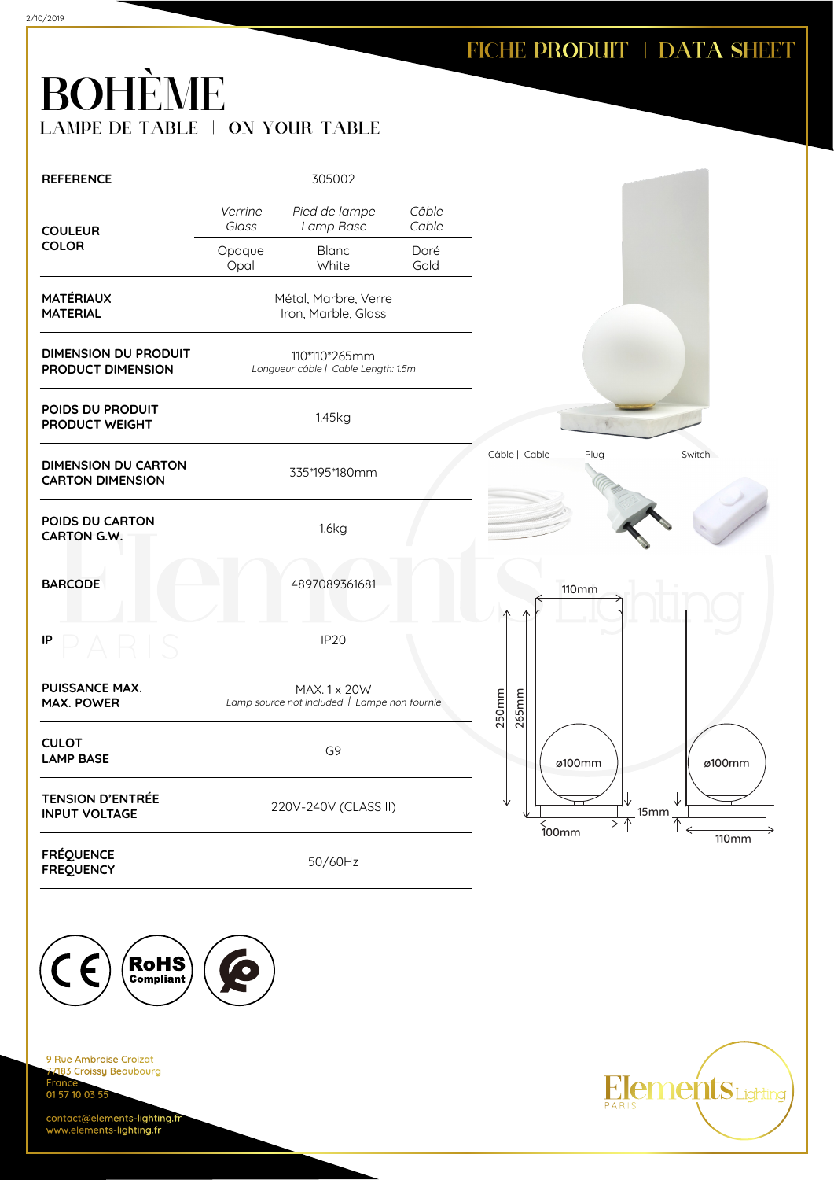FICHE PRODUIT | DATA SHEET

# BOHÈME

LAMPE DE TABLE | ON YOUR TABLE

| | | | |
|---|---|---|---|
| **REFERENCE** | 305002 | | |
| **COULEUR** **COLOR** | *Verrine* *Glass* | *Pied de lampe* *Lamp Base* | *Câble* *Cable* |
| | Opaque Opal | Blanc White | Doré Gold |
| **MATÉRIAUX** **MATERIAL** | Métal, Marbre, Verre Iron, Marble, Glass | | |
| **DIMENSION DU PRODUIT** **PRODUCT DIMENSION** | 110\*110\*265mm *Longueur câble \| Cable Length: 1.5m* | | |
| **POIDS DU PRODUIT** **PRODUCT WEIGHT** | 1.45kg | | |
| **DIMENSION DU CARTON** **CARTON DIMENSION** | 335\*195\*180mm | | |
| **POIDS DU CARTON** **CARTON G.W.** | 1.6kg | | |
| **BARCODE** | 4897089361681 | | |
| **IP** | IP20 | | |
| **PUISSANCE MAX.** **MAX. POWER** | MAX. 1 x 20W *Lamp source not included \| Lampe non fournie* | | |
| **CULOT** **LAMP BASE** | G9 | | |
| **TENSION D'ENTRÉE** **INPUT VOLTAGE** | 220V-240V (CLASS II) | | |
| **FRÉQUENCE** **FREQUENCY** | 50/60Hz | | |

Câble | Cable    Plug    Switch

110mm, 250mm, 265mm, ø100mm, 100mm, 15mm, ø100mm, 110mm

9 Rue Ambroise Croizat
77183 Croissy Beaubourg
France
01 57 10 03 55

contact@elements-lighting.fr
www.elements-lighting.fr

Elements Lighting PARIS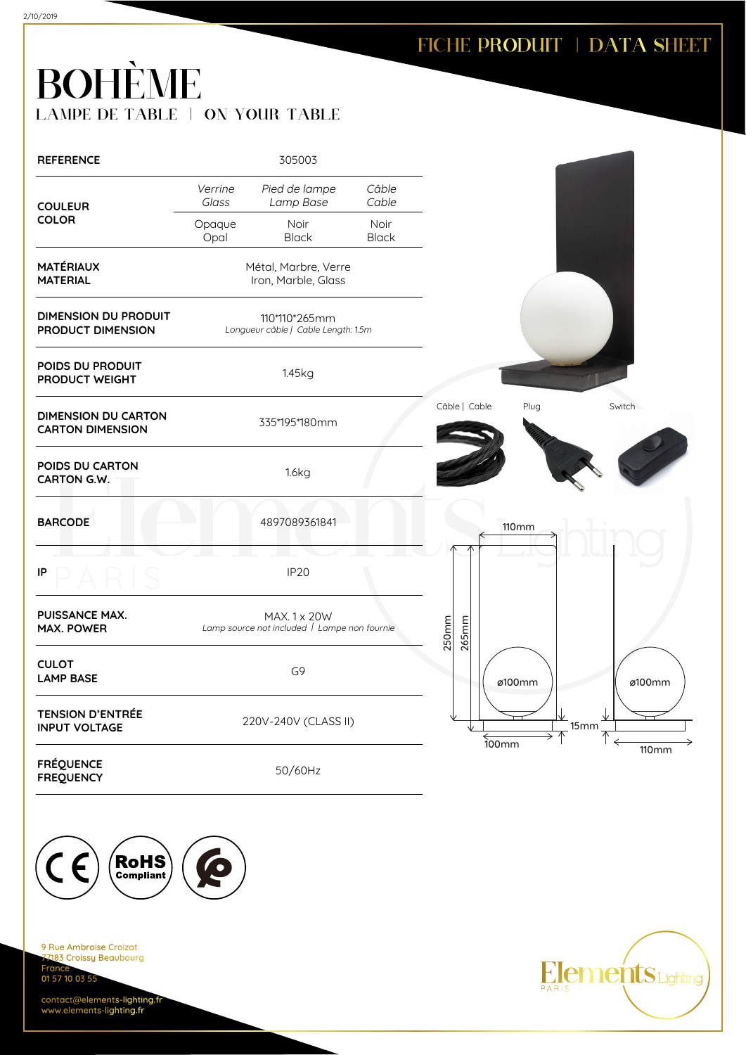FICHE PRODUIT | DATA SHEET

# BOHÈME

LAMPE DE TABLE | ON YOUR TABLE

| | | | |
|---|---|---|---|
| **REFERENCE** | 305003 | | |
| **COULEUR COLOR** | *Verrine Glass* | *Pied de lampe Lamp Base* | *Câble Cable* |
| | Opaque Opal | Noir Black | Noir Black |
| **MATÉRIAUX MATERIAL** | Métal, Marbre, Verre Iron, Marble, Glass | | |
| **DIMENSION DU PRODUIT PRODUCT DIMENSION** | 110*110*265mm *Longueur câble \| Cable Length: 1.5m* | | |
| **POIDS DU PRODUIT PRODUCT WEIGHT** | 1.45kg | | |
| **DIMENSION DU CARTON CARTON DIMENSION** | 335*195*180mm | | |
| **POIDS DU CARTON CARTON G.W.** | 1.6kg | | |
| **BARCODE** | 4897089361841 | | |
| **IP** | IP20 | | |
| **PUISSANCE MAX. MAX. POWER** | MAX. 1 x 20W *Lamp source not included \| Lampe non fournie* | | |
| **CULOT LAMP BASE** | G9 | | |
| **TENSION D'ENTRÉE INPUT VOLTAGE** | 220V-240V (CLASS II) | | |
| **FRÉQUENCE FREQUENCY** | 50/60Hz | | |

Câble | Cable — Plug — Switch

110mm — 250mm — 265mm — ø100mm — ø100mm — 15mm — 100mm — 110mm

9 Rue Ambroise Croizat
77183 Croissy Beaubourg
France
01 57 10 03 55

contact@elements-lighting.fr
www.elements-lighting.fr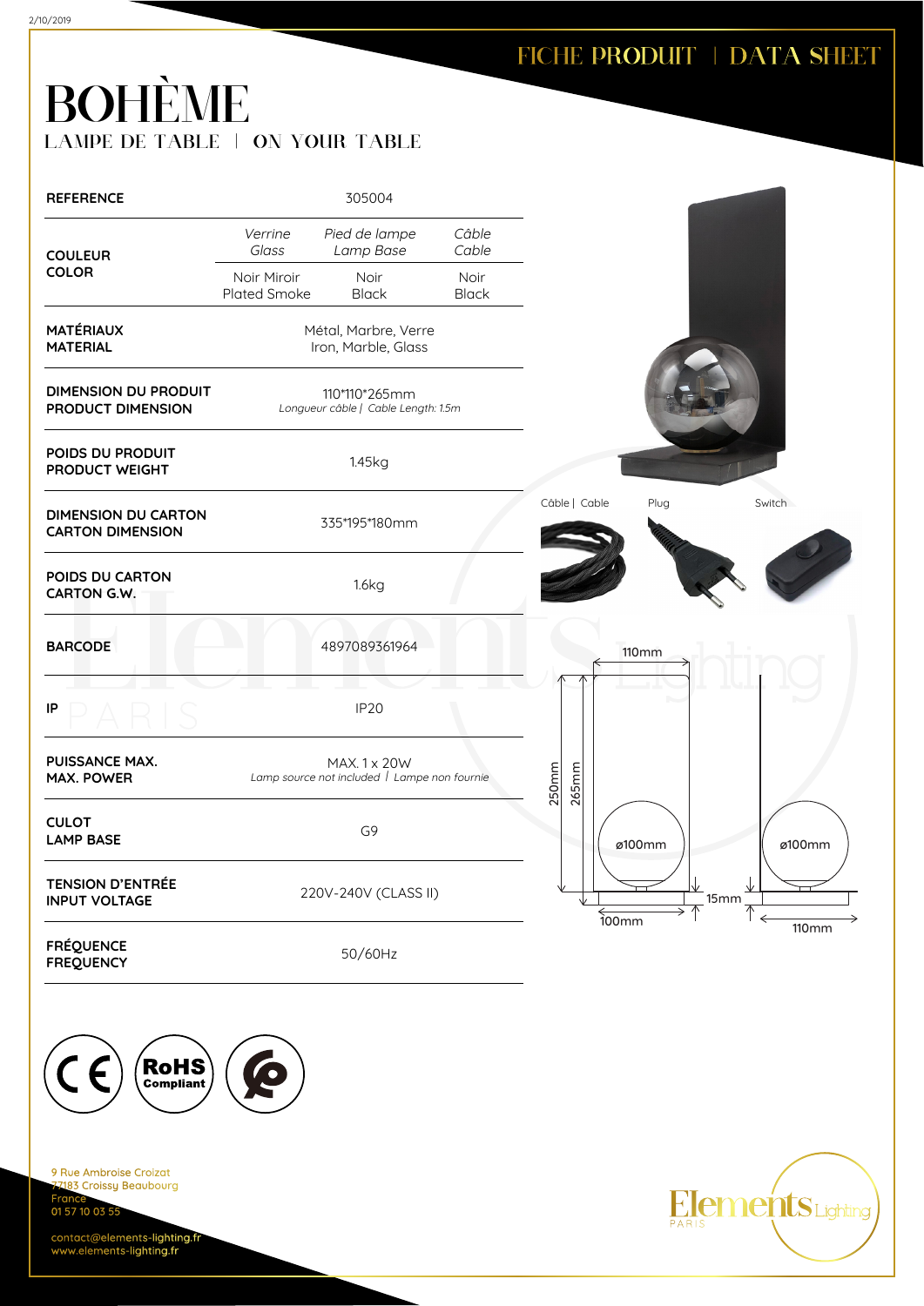2/10/2019

FICHE PRODUIT | DATA SHEET

# BOHÈME

LAMPE DE TABLE | ON YOUR TABLE

| | | | |
|---|---|---|---|
| **REFERENCE** | 305004 | | |
| **COULEUR COLOR** | *Verrine Glass* | *Pied de lampe Lamp Base* | *Câble Cable* |
| | Noir Miroir Plated Smoke | Noir Black | Noir Black |
| **MATÉRIAUX MATERIAL** | Métal, Marbre, Verre Iron, Marble, Glass | | |
| **DIMENSION DU PRODUIT PRODUCT DIMENSION** | 110*110*265mm *Longueur câble / Cable Length: 1.5m* | | |
| **POIDS DU PRODUIT PRODUCT WEIGHT** | 1.45kg | | |
| **DIMENSION DU CARTON CARTON DIMENSION** | 335*195*180mm | | |
| **POIDS DU CARTON CARTON G.W.** | 1.6kg | | |
| **BARCODE** | 4897089361964 | | |
| **IP** | IP20 | | |
| **PUISSANCE MAX. MAX. POWER** | MAX. 1 x 20W *Lamp source not included / Lampe non fournie* | | |
| **CULOT LAMP BASE** | G9 | | |
| **TENSION D'ENTRÉE INPUT VOLTAGE** | 220V-240V (CLASS II) | | |
| **FRÉQUENCE FREQUENCY** | 50/60Hz | | |

Câble | Cable

Plug

Switch

110mm

250mm

265mm

ø100mm

ø100mm

15mm

100mm

110mm

9 Rue Ambroise Croizat
77183 Croissy Beaubourg
France
01 57 10 03 55

contact@elements-lighting.fr
www.elements-lighting.fr